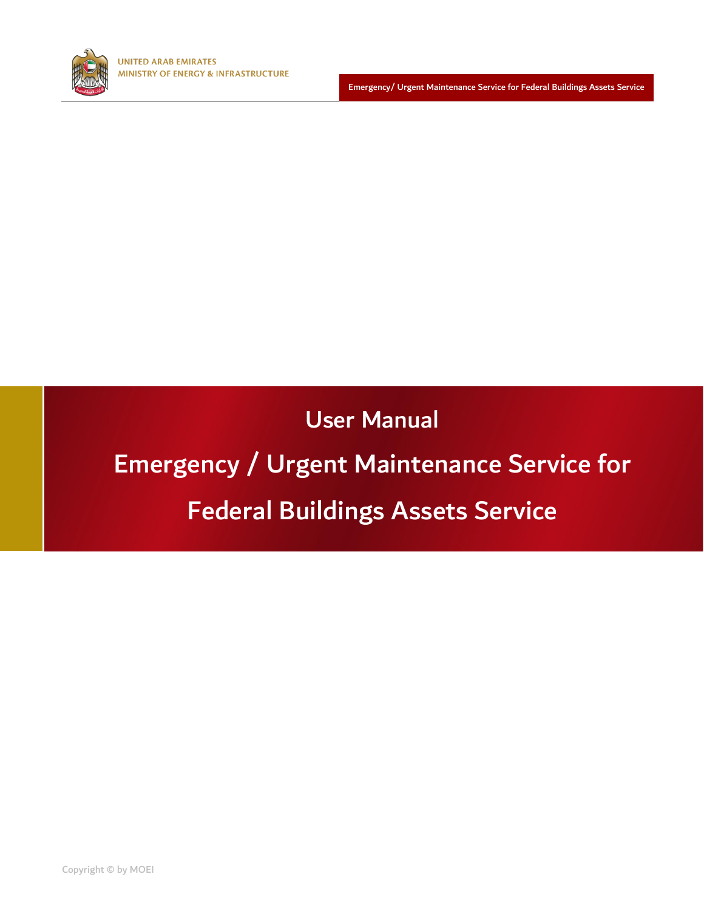UNITED ARAB EMIRATES
MINISTRY OF ENERGY & INFRASTRUCTURE

# User Manual

# Emergency / Urgent Maintenance Service for Federal Buildings Assets Service

Copyright © by MOEI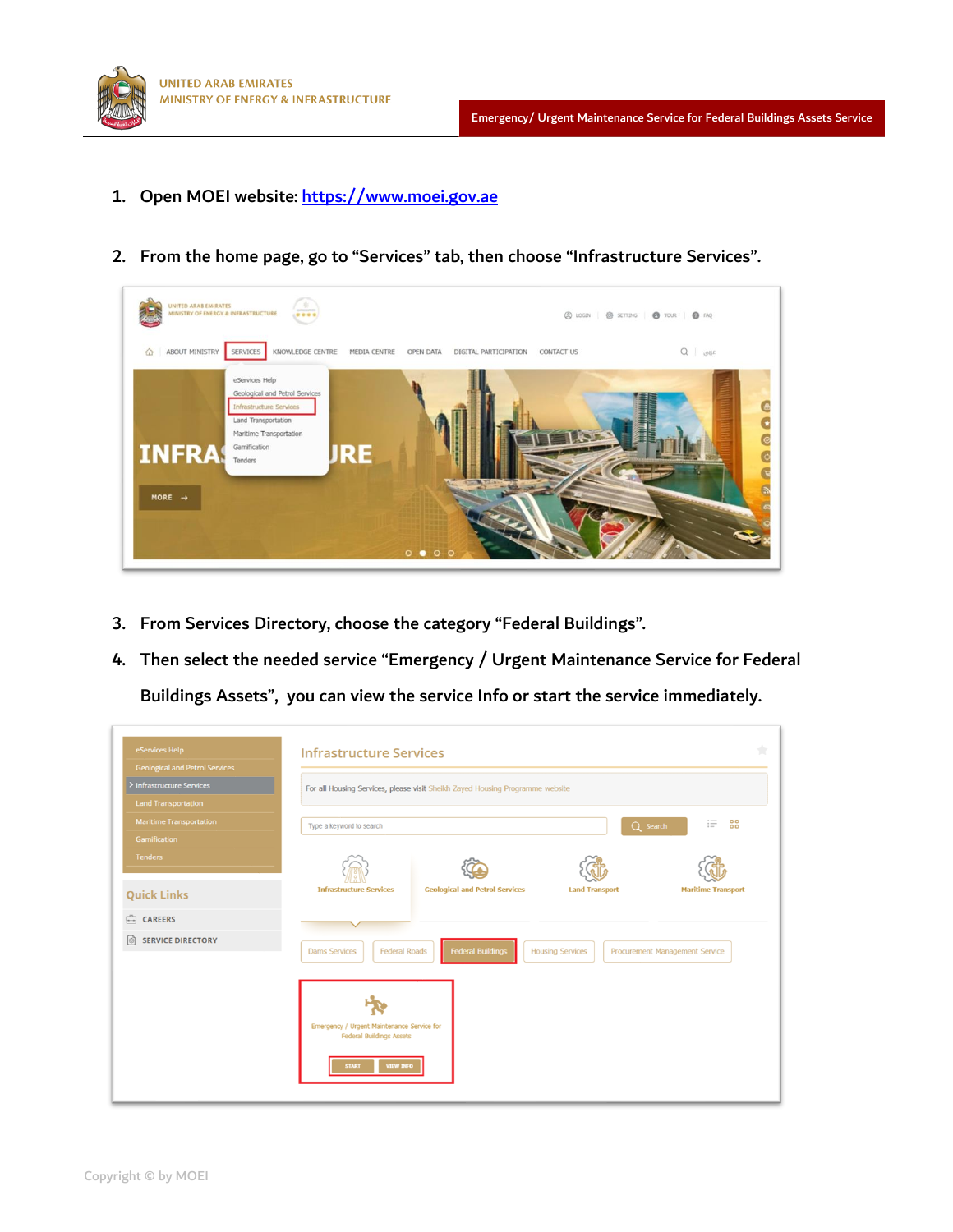1. Open MOEI website: [https://www.moei.gov.ae](https://www.moei.gov.ae)

2. From the home page, go to "Services" tab, then choose "Infrastructure Services".

3. From Services Directory, choose the category "Federal Buildings".

4. Then select the needed service "Emergency / Urgent Maintenance Service for Federal Buildings Assets", you can view the service Info or start the service immediately.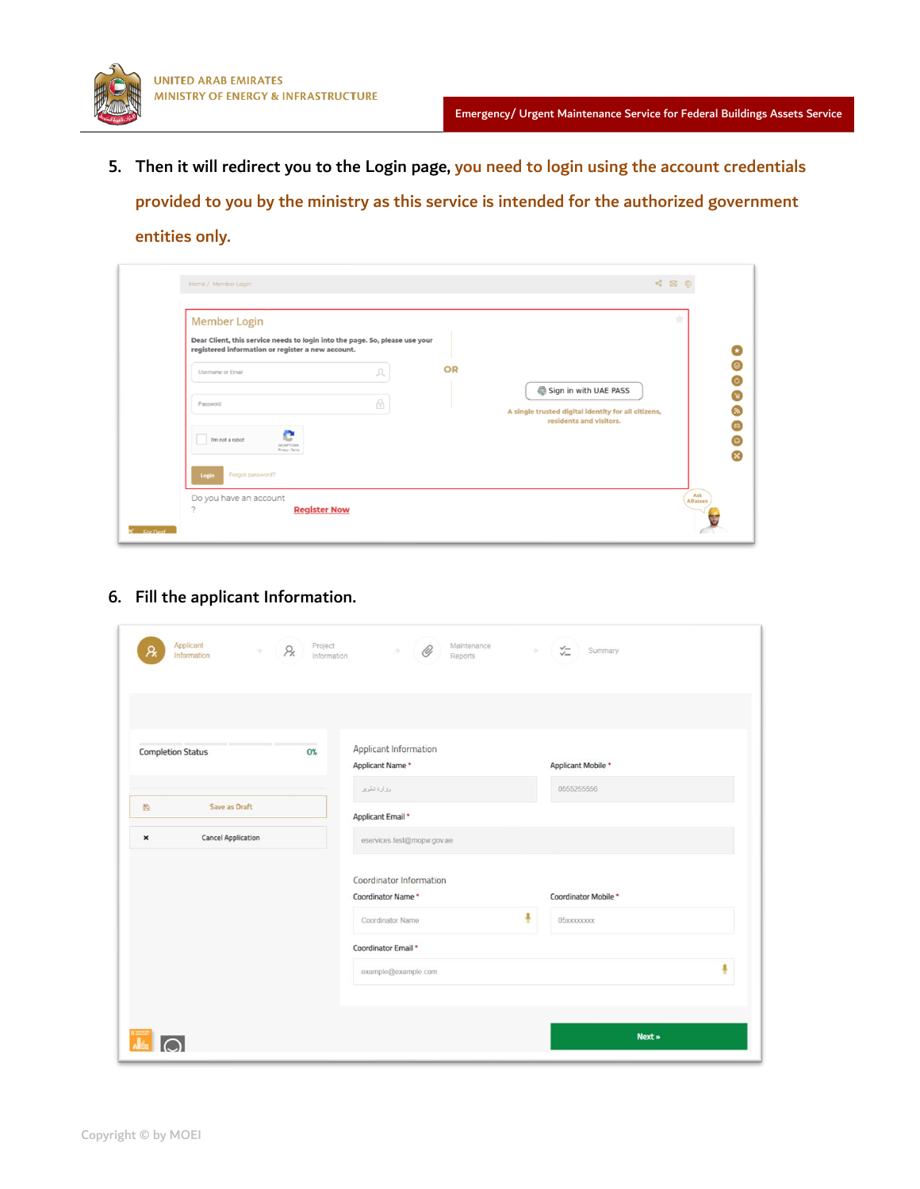5. Then it will redirect you to the Login page, you need to login using the account credentials provided to you by the ministry as this service is intended for the authorized government entities only.

6. Fill the applicant Information.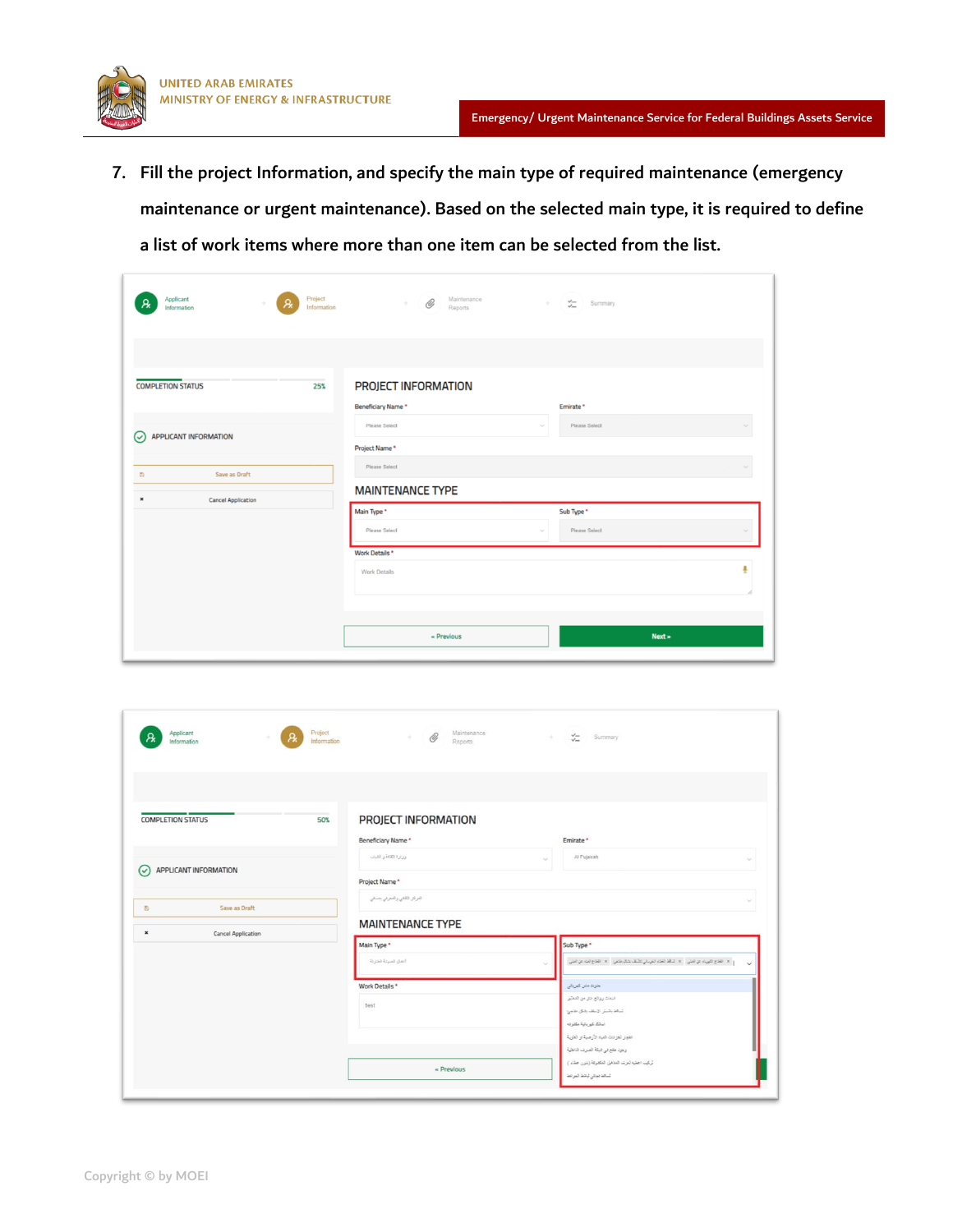7. Fill the project Information, and specify the main type of required maintenance (emergency maintenance or urgent maintenance). Based on the selected main type, it is required to define a list of work items where more than one item can be selected from the list.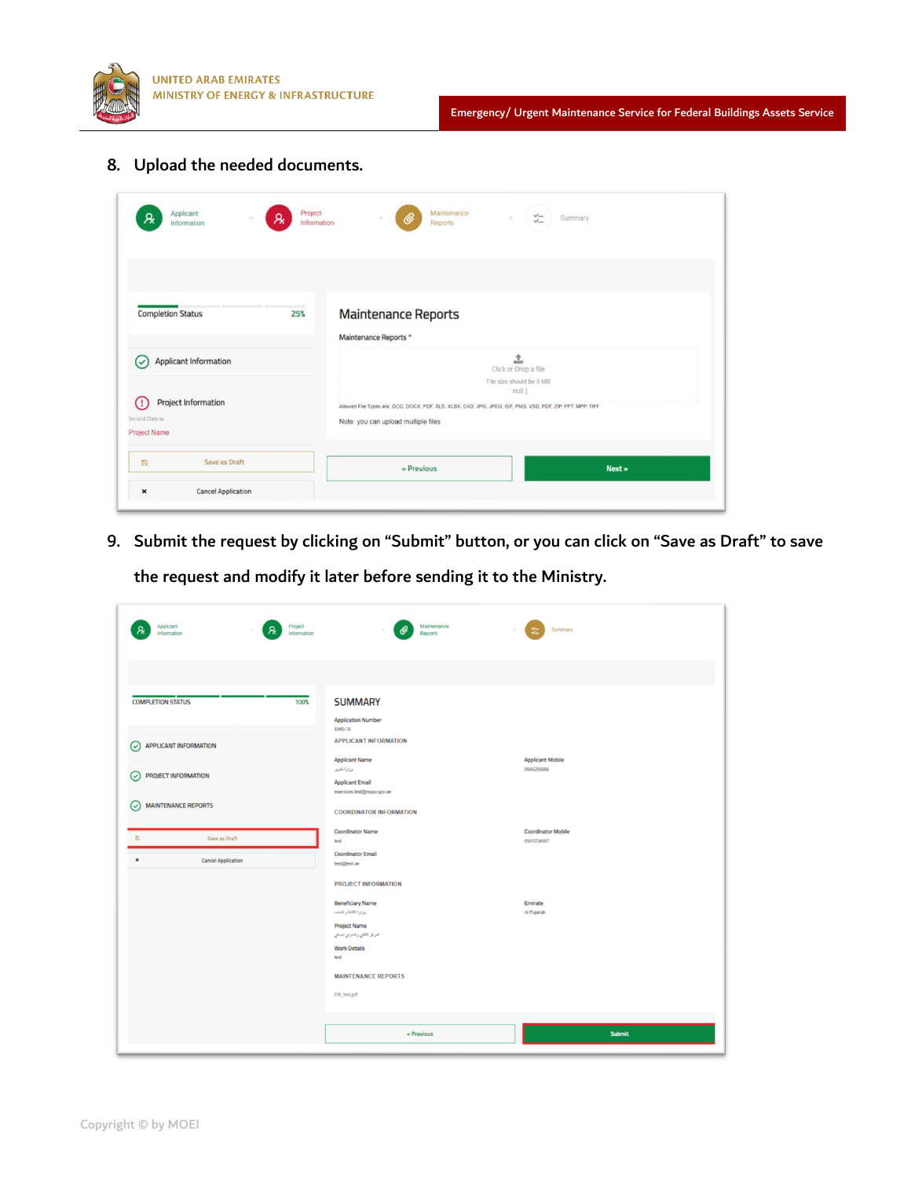8. Upload the needed documents.

9. Submit the request by clicking on "Submit" button, or you can click on "Save as Draft" to save the request and modify it later before sending it to the Ministry.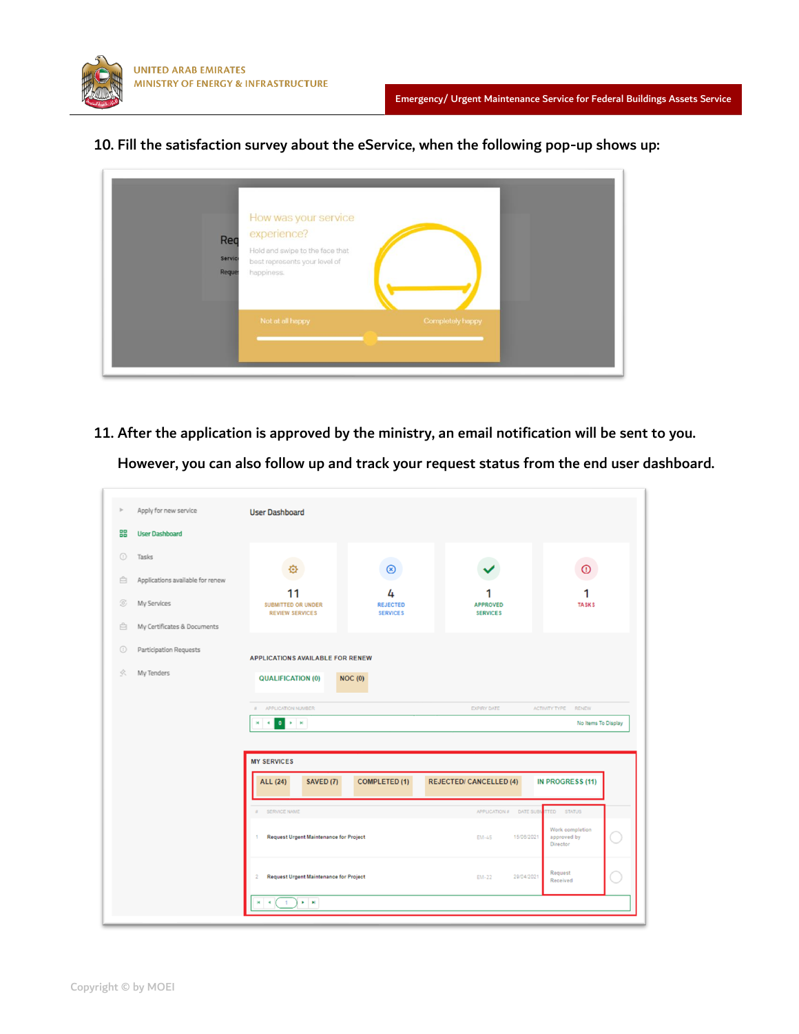10. Fill the satisfaction survey about the eService, when the following pop-up shows up:

How was your service experience?

Hold and swipe to the face that best represents your level of happiness.

Not at all happy

Completely happy

11. After the application is approved by the ministry, an email notification will be sent to you.

However, you can also follow up and track your request status from the end user dashboard.

Apply for new service
User Dashboard
Tasks
Applications available for renew
My Services
My Certificates & Documents
Participation Requests
My Tenders

User Dashboard

11 SUBMITTED OR UNDER REVIEW SERVICES

4 REJECTED SERVICES

1 APPROVED SERVICES

1 TASKS

APPLICATIONS AVAILABLE FOR RENEW

QUALIFICATION (0) NOC (0)

No Items To Display

MY SERVICES

ALL (24) SAVED (7) COMPLETED (1) REJECTED/ CANCELLED (4) IN PROGRESS (11)

| # | SERVICE NAME | APPLICATION # | DATE SUBMITTED | STATUS |
|---|---|---|---|---|
| 1 | Request Urgent Maintenance for Project | EM-45 | 15/06/2021 | Work completion approved by Director |
| 2 | Request Urgent Maintenance for Project | EM-22 | 29/04/2021 | Request Received |